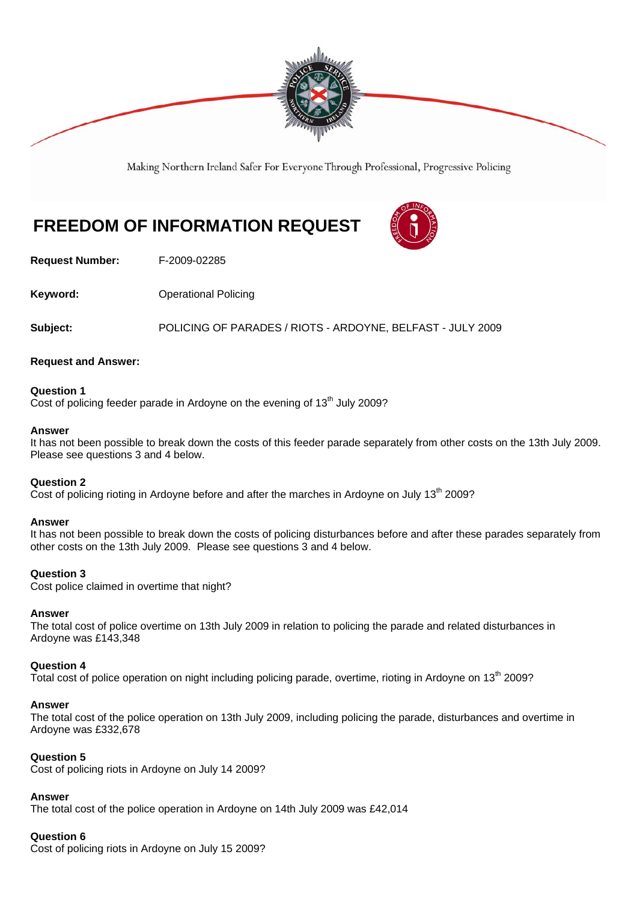Making Northern Ireland Safer For Everyone Through Professional, Progressive Policing

# FREEDOM OF INFORMATION REQUEST

**Request Number:** F-2009-02285

**Keyword:** Operational Policing

**Subject:** POLICING OF PARADES / RIOTS - ARDOYNE, BELFAST - JULY 2009

**Request and Answer:**

**Question 1**
Cost of policing feeder parade in Ardoyne on the evening of 13th July 2009?

**Answer**
It has not been possible to break down the costs of this feeder parade separately from other costs on the 13th July 2009. Please see questions 3 and 4 below.

**Question 2**
Cost of policing rioting in Ardoyne before and after the marches in Ardoyne on July 13th 2009?

**Answer**
It has not been possible to break down the costs of policing disturbances before and after these parades separately from other costs on the 13th July 2009. Please see questions 3 and 4 below.

**Question 3**
Cost police claimed in overtime that night?

**Answer**
The total cost of police overtime on 13th July 2009 in relation to policing the parade and related disturbances in Ardoyne was £143,348

**Question 4**
Total cost of police operation on night including policing parade, overtime, rioting in Ardoyne on 13th 2009?

**Answer**
The total cost of the police operation on 13th July 2009, including policing the parade, disturbances and overtime in Ardoyne was £332,678

**Question 5**
Cost of policing riots in Ardoyne on July 14 2009?

**Answer**
The total cost of the police operation in Ardoyne on 14th July 2009 was £42,014

**Question 6**
Cost of policing riots in Ardoyne on July 15 2009?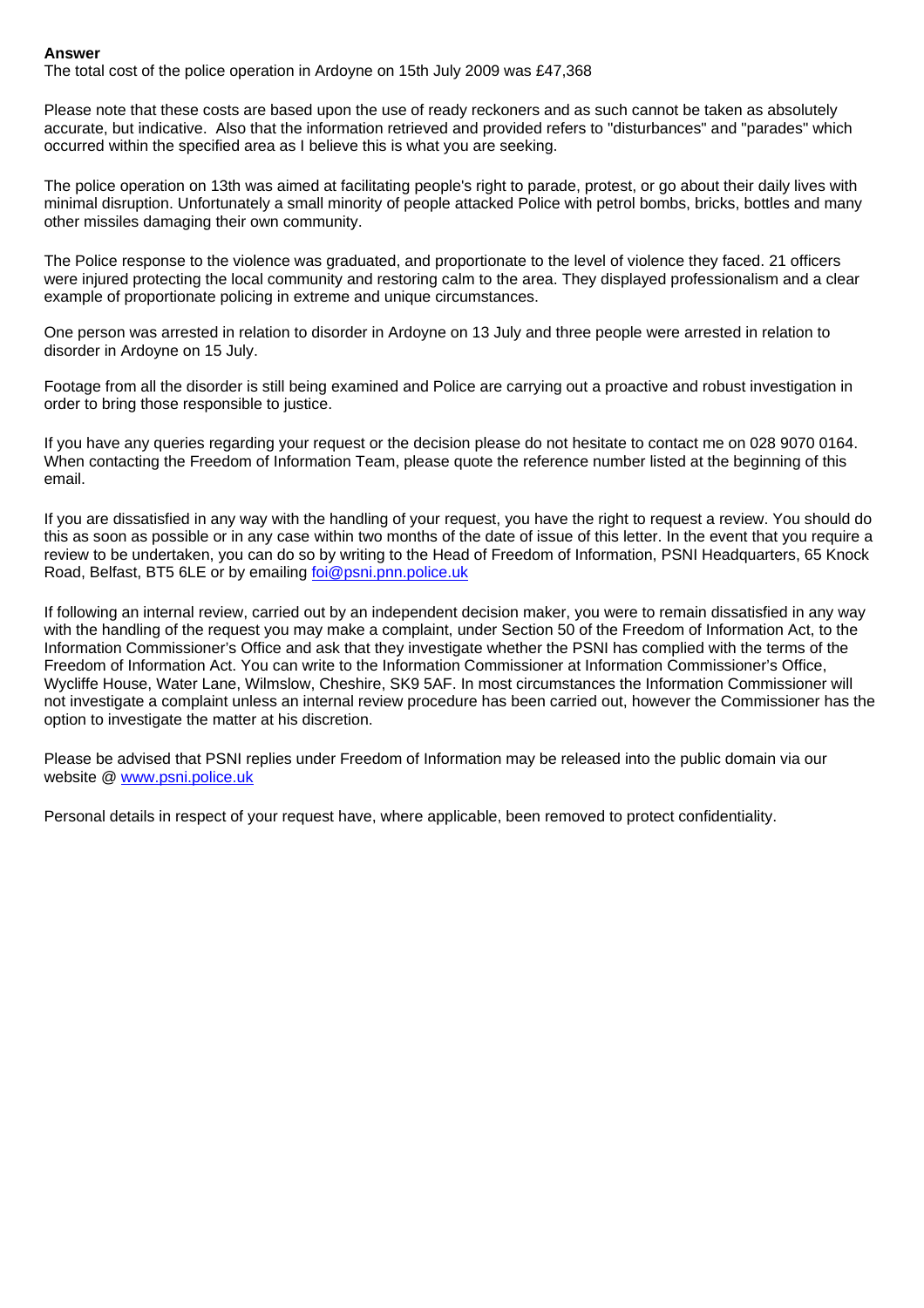**Answer**

The total cost of the police operation in Ardoyne on 15th July 2009 was £47,368

Please note that these costs are based upon the use of ready reckoners and as such cannot be taken as absolutely accurate, but indicative. Also that the information retrieved and provided refers to "disturbances" and "parades" which occurred within the specified area as I believe this is what you are seeking.

The police operation on 13th was aimed at facilitating people's right to parade, protest, or go about their daily lives with minimal disruption. Unfortunately a small minority of people attacked Police with petrol bombs, bricks, bottles and many other missiles damaging their own community.

The Police response to the violence was graduated, and proportionate to the level of violence they faced. 21 officers were injured protecting the local community and restoring calm to the area. They displayed professionalism and a clear example of proportionate policing in extreme and unique circumstances.

One person was arrested in relation to disorder in Ardoyne on 13 July and three people were arrested in relation to disorder in Ardoyne on 15 July.

Footage from all the disorder is still being examined and Police are carrying out a proactive and robust investigation in order to bring those responsible to justice.

If you have any queries regarding your request or the decision please do not hesitate to contact me on 028 9070 0164. When contacting the Freedom of Information Team, please quote the reference number listed at the beginning of this email.

If you are dissatisfied in any way with the handling of your request, you have the right to request a review. You should do this as soon as possible or in any case within two months of the date of issue of this letter. In the event that you require a review to be undertaken, you can do so by writing to the Head of Freedom of Information, PSNI Headquarters, 65 Knock Road, Belfast, BT5 6LE or by emailing foi@psni.pnn.police.uk

If following an internal review, carried out by an independent decision maker, you were to remain dissatisfied in any way with the handling of the request you may make a complaint, under Section 50 of the Freedom of Information Act, to the Information Commissioner's Office and ask that they investigate whether the PSNI has complied with the terms of the Freedom of Information Act. You can write to the Information Commissioner at Information Commissioner's Office, Wycliffe House, Water Lane, Wilmslow, Cheshire, SK9 5AF. In most circumstances the Information Commissioner will not investigate a complaint unless an internal review procedure has been carried out, however the Commissioner has the option to investigate the matter at his discretion.

Please be advised that PSNI replies under Freedom of Information may be released into the public domain via our website @ www.psni.police.uk

Personal details in respect of your request have, where applicable, been removed to protect confidentiality.